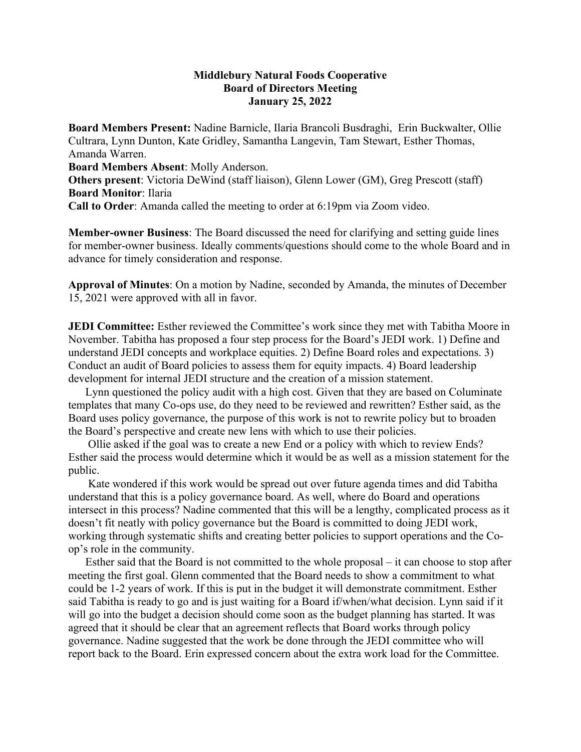**Middlebury Natural Foods Cooperative**
**Board of Directors Meeting**
**January 25, 2022**

**Board Members Present:** Nadine Barnicle, Ilaria Brancoli Busdraghi, Erin Buckwalter, Ollie Cultrara, Lynn Dunton, Kate Gridley, Samantha Langevin, Tam Stewart, Esther Thomas, Amanda Warren.
**Board Members Absent**: Molly Anderson.
**Others present**: Victoria DeWind (staff liaison), Glenn Lower (GM), Greg Prescott (staff)
**Board Monitor**: Ilaria
**Call to Order**: Amanda called the meeting to order at 6:19pm via Zoom video.

**Member-owner Business**: The Board discussed the need for clarifying and setting guide lines for member-owner business. Ideally comments/questions should come to the whole Board and in advance for timely consideration and response.

**Approval of Minutes**: On a motion by Nadine, seconded by Amanda, the minutes of December 15, 2021 were approved with all in favor.

**JEDI Committee:** Esther reviewed the Committee's work since they met with Tabitha Moore in November. Tabitha has proposed a four step process for the Board's JEDI work. 1) Define and understand JEDI concepts and workplace equities. 2) Define Board roles and expectations. 3) Conduct an audit of Board policies to assess them for equity impacts. 4) Board leadership development for internal JEDI structure and the creation of a mission statement.

Lynn questioned the policy audit with a high cost. Given that they are based on Columinate templates that many Co-ops use, do they need to be reviewed and rewritten? Esther said, as the Board uses policy governance, the purpose of this work is not to rewrite policy but to broaden the Board's perspective and create new lens with which to use their policies.

Ollie asked if the goal was to create a new End or a policy with which to review Ends? Esther said the process would determine which it would be as well as a mission statement for the public.

Kate wondered if this work would be spread out over future agenda times and did Tabitha understand that this is a policy governance board. As well, where do Board and operations intersect in this process? Nadine commented that this will be a lengthy, complicated process as it doesn't fit neatly with policy governance but the Board is committed to doing JEDI work, working through systematic shifts and creating better policies to support operations and the Co-op's role in the community.

Esther said that the Board is not committed to the whole proposal – it can choose to stop after meeting the first goal. Glenn commented that the Board needs to show a commitment to what could be 1-2 years of work. If this is put in the budget it will demonstrate commitment. Esther said Tabitha is ready to go and is just waiting for a Board if/when/what decision. Lynn said if it will go into the budget a decision should come soon as the budget planning has started. It was agreed that it should be clear that an agreement reflects that Board works through policy governance. Nadine suggested that the work be done through the JEDI committee who will report back to the Board. Erin expressed concern about the extra work load for the Committee.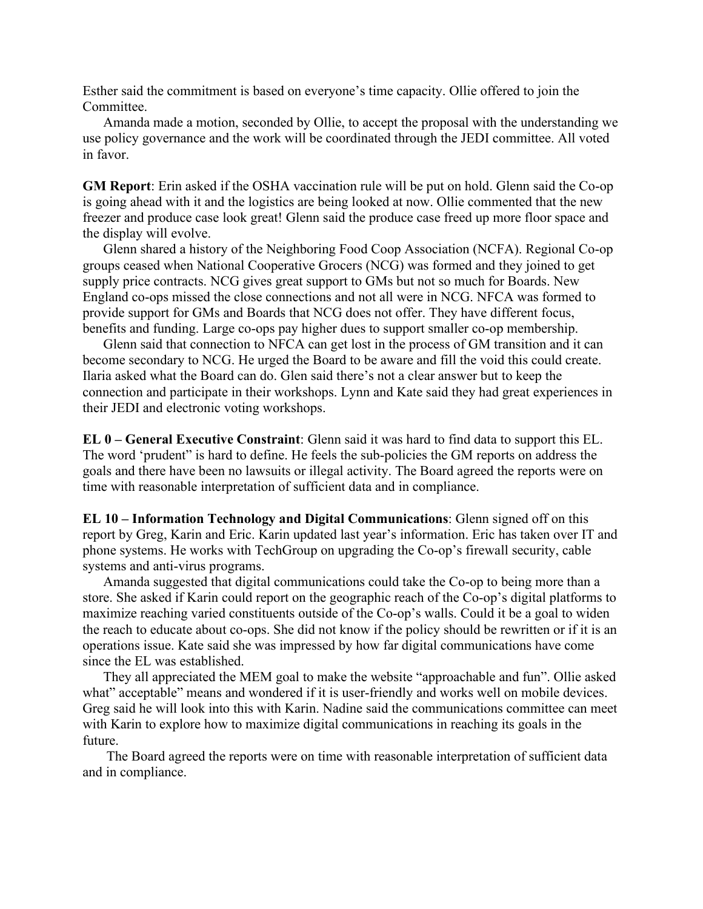Esther said the commitment is based on everyone's time capacity. Ollie offered to join the Committee.

Amanda made a motion, seconded by Ollie, to accept the proposal with the understanding we use policy governance and the work will be coordinated through the JEDI committee. All voted in favor.

**GM Report**: Erin asked if the OSHA vaccination rule will be put on hold. Glenn said the Co-op is going ahead with it and the logistics are being looked at now. Ollie commented that the new freezer and produce case look great! Glenn said the produce case freed up more floor space and the display will evolve.

Glenn shared a history of the Neighboring Food Coop Association (NCFA). Regional Co-op groups ceased when National Cooperative Grocers (NCG) was formed and they joined to get supply price contracts. NCG gives great support to GMs but not so much for Boards. New England co-ops missed the close connections and not all were in NCG. NFCA was formed to provide support for GMs and Boards that NCG does not offer. They have different focus, benefits and funding. Large co-ops pay higher dues to support smaller co-op membership.

Glenn said that connection to NFCA can get lost in the process of GM transition and it can become secondary to NCG. He urged the Board to be aware and fill the void this could create. Ilaria asked what the Board can do. Glen said there's not a clear answer but to keep the connection and participate in their workshops. Lynn and Kate said they had great experiences in their JEDI and electronic voting workshops.

**EL 0 – General Executive Constraint**: Glenn said it was hard to find data to support this EL. The word 'prudent" is hard to define. He feels the sub-policies the GM reports on address the goals and there have been no lawsuits or illegal activity. The Board agreed the reports were on time with reasonable interpretation of sufficient data and in compliance.

**EL 10 – Information Technology and Digital Communications**: Glenn signed off on this report by Greg, Karin and Eric. Karin updated last year's information. Eric has taken over IT and phone systems. He works with TechGroup on upgrading the Co-op's firewall security, cable systems and anti-virus programs.

Amanda suggested that digital communications could take the Co-op to being more than a store. She asked if Karin could report on the geographic reach of the Co-op's digital platforms to maximize reaching varied constituents outside of the Co-op's walls. Could it be a goal to widen the reach to educate about co-ops. She did not know if the policy should be rewritten or if it is an operations issue. Kate said she was impressed by how far digital communications have come since the EL was established.

They all appreciated the MEM goal to make the website "approachable and fun". Ollie asked what" acceptable" means and wondered if it is user-friendly and works well on mobile devices. Greg said he will look into this with Karin. Nadine said the communications committee can meet with Karin to explore how to maximize digital communications in reaching its goals in the future.

The Board agreed the reports were on time with reasonable interpretation of sufficient data and in compliance.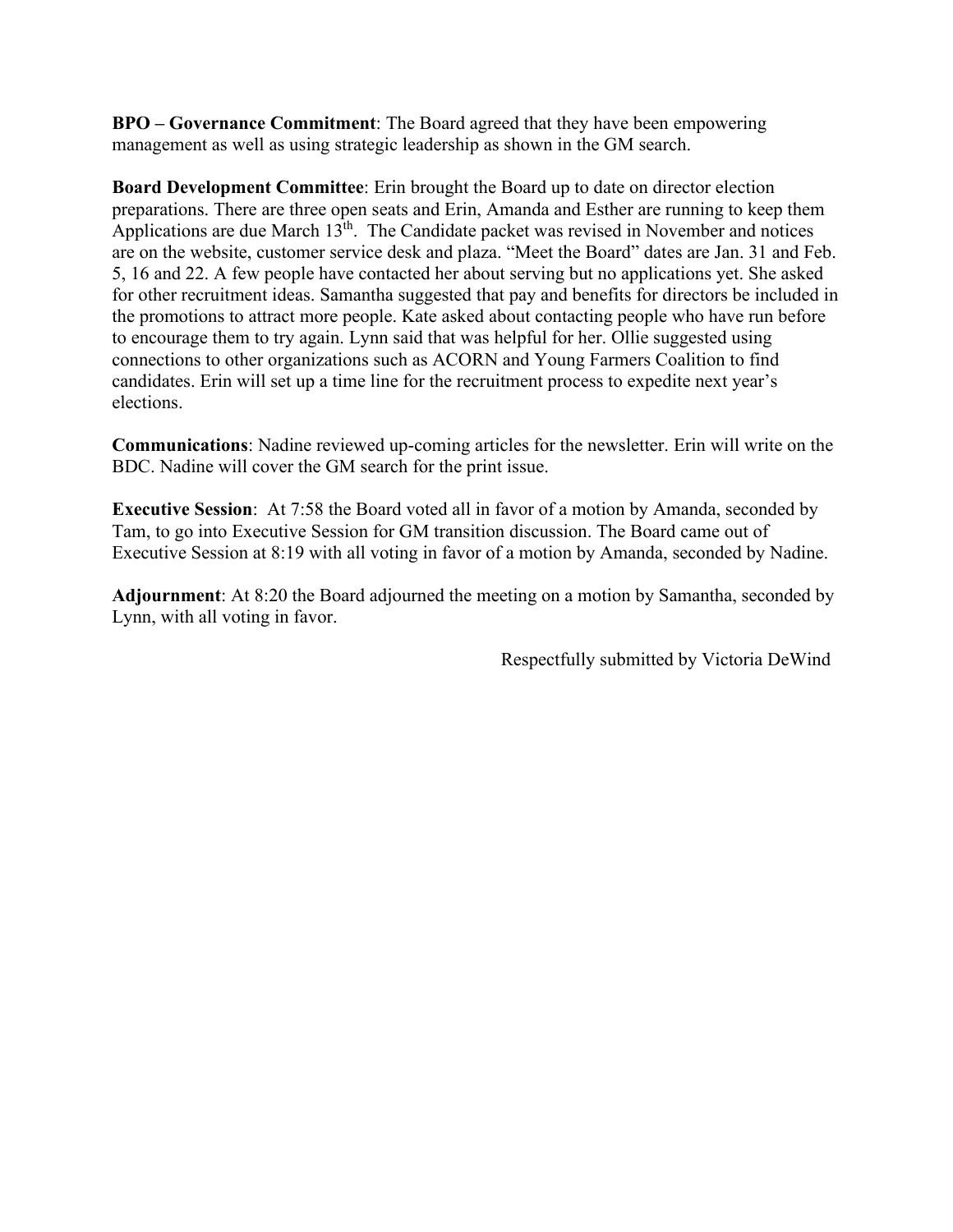**BPO – Governance Commitment**: The Board agreed that they have been empowering management as well as using strategic leadership as shown in the GM search.

**Board Development Committee**: Erin brought the Board up to date on director election preparations. There are three open seats and Erin, Amanda and Esther are running to keep them Applications are due March 13th. The Candidate packet was revised in November and notices are on the website, customer service desk and plaza. "Meet the Board" dates are Jan. 31 and Feb. 5, 16 and 22. A few people have contacted her about serving but no applications yet. She asked for other recruitment ideas. Samantha suggested that pay and benefits for directors be included in the promotions to attract more people. Kate asked about contacting people who have run before to encourage them to try again. Lynn said that was helpful for her. Ollie suggested using connections to other organizations such as ACORN and Young Farmers Coalition to find candidates. Erin will set up a time line for the recruitment process to expedite next year's elections.

**Communications**: Nadine reviewed up-coming articles for the newsletter. Erin will write on the BDC. Nadine will cover the GM search for the print issue.

**Executive Session**: At 7:58 the Board voted all in favor of a motion by Amanda, seconded by Tam, to go into Executive Session for GM transition discussion. The Board came out of Executive Session at 8:19 with all voting in favor of a motion by Amanda, seconded by Nadine.

**Adjournment**: At 8:20 the Board adjourned the meeting on a motion by Samantha, seconded by Lynn, with all voting in favor.

Respectfully submitted by Victoria DeWind